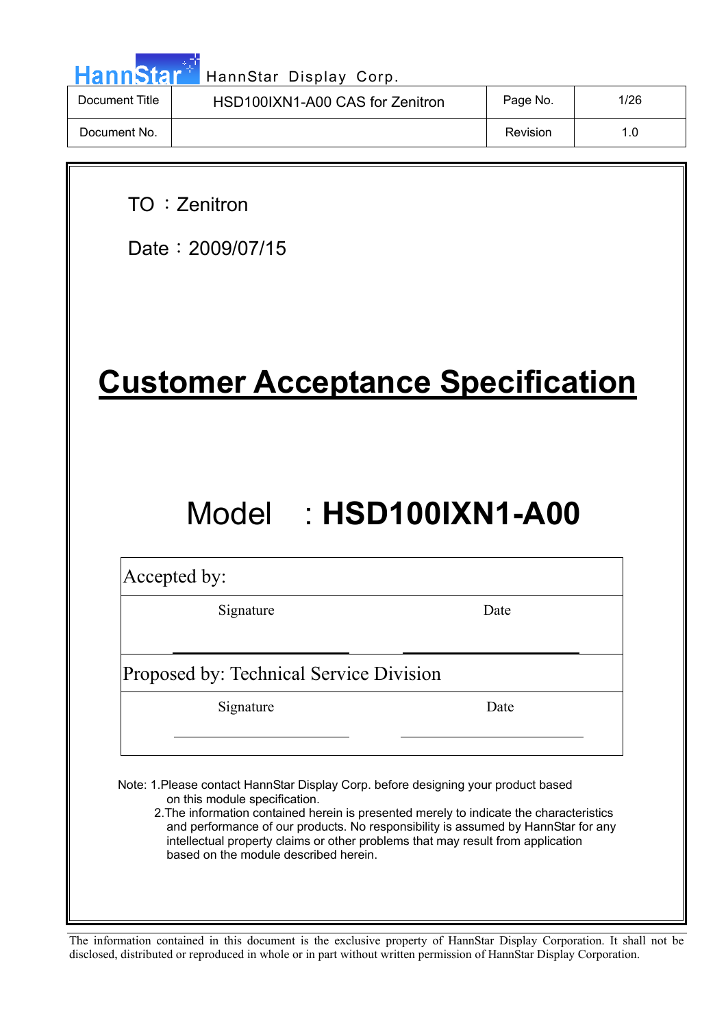HannStar Display Corp.

| Document Title | HSD100IXN1-A00 CAS for Zenitron | Page No. | 1/26 |
|---|---|---|---|
| Document No. | | Revision | 1.0 |

TO ：Zenitron

Date：2009/07/15

# Customer Acceptance Specification

## Model ：HSD100IXN1-A00

| Accepted by: | |
|---|---|
| Signature | Date |
| Proposed by: Technical Service Division | |
| Signature | Date |

Note: 1.Please contact HannStar Display Corp. before designing your product based on this module specification.

2.The information contained herein is presented merely to indicate the characteristics and performance of our products. No responsibility is assumed by HannStar for any intellectual property claims or other problems that may result from application based on the module described herein.

The information contained in this document is the exclusive property of HannStar Display Corporation. It shall not be disclosed, distributed or reproduced in whole or in part without written permission of HannStar Display Corporation.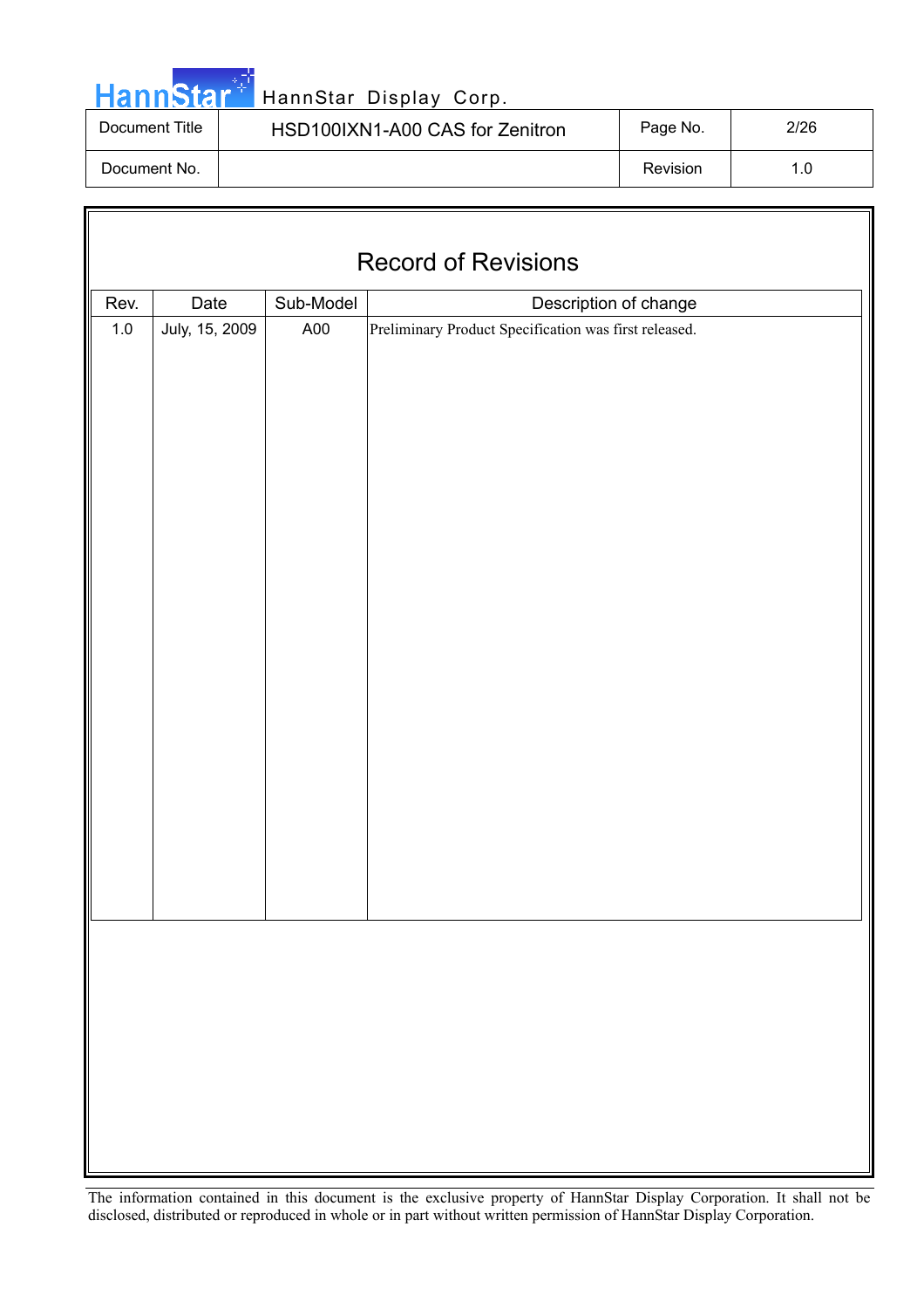# Record of Revisions

| Rev. | Date | Sub-Model | Description of change |
|---|---|---|---|
| 1.0 | July, 15, 2009 | A00 | Preliminary Product Specification was first released. |

The information contained in this document is the exclusive property of HannStar Display Corporation. It shall not be disclosed, distributed or reproduced in whole or in part without written permission of HannStar Display Corporation.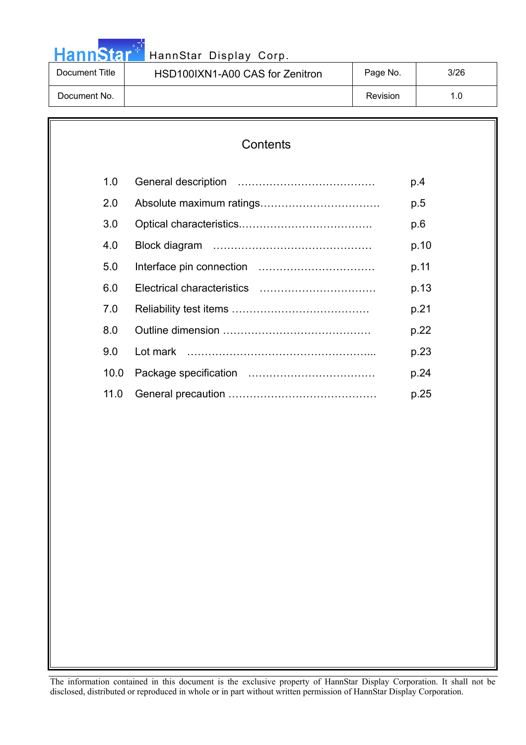# Contents

| | | |
|---|---|---|
| 1.0 | General description ………………………………… | p.4 |
| 2.0 | Absolute maximum ratings……………………………. | p.5 |
| 3.0 | Optical characteristics.………………………………. | p.6 |
| 4.0 | Block diagram ……………………………………… | p.10 |
| 5.0 | Interface pin connection …………………………… | p.11 |
| 6.0 | Electrical characteristics …………………………… | p.13 |
| 7.0 | Reliability test items ………………………………… | p.21 |
| 8.0 | Outline dimension …………………………………… | p.22 |
| 9.0 | Lot mark ……………………………………………... | p.23 |
| 10.0 | Package specification ……………………………… | p.24 |
| 11.0 | General precaution …………………………………… | p.25 |

The information contained in this document is the exclusive property of HannStar Display Corporation. It shall not be disclosed, distributed or reproduced in whole or in part without written permission of HannStar Display Corporation.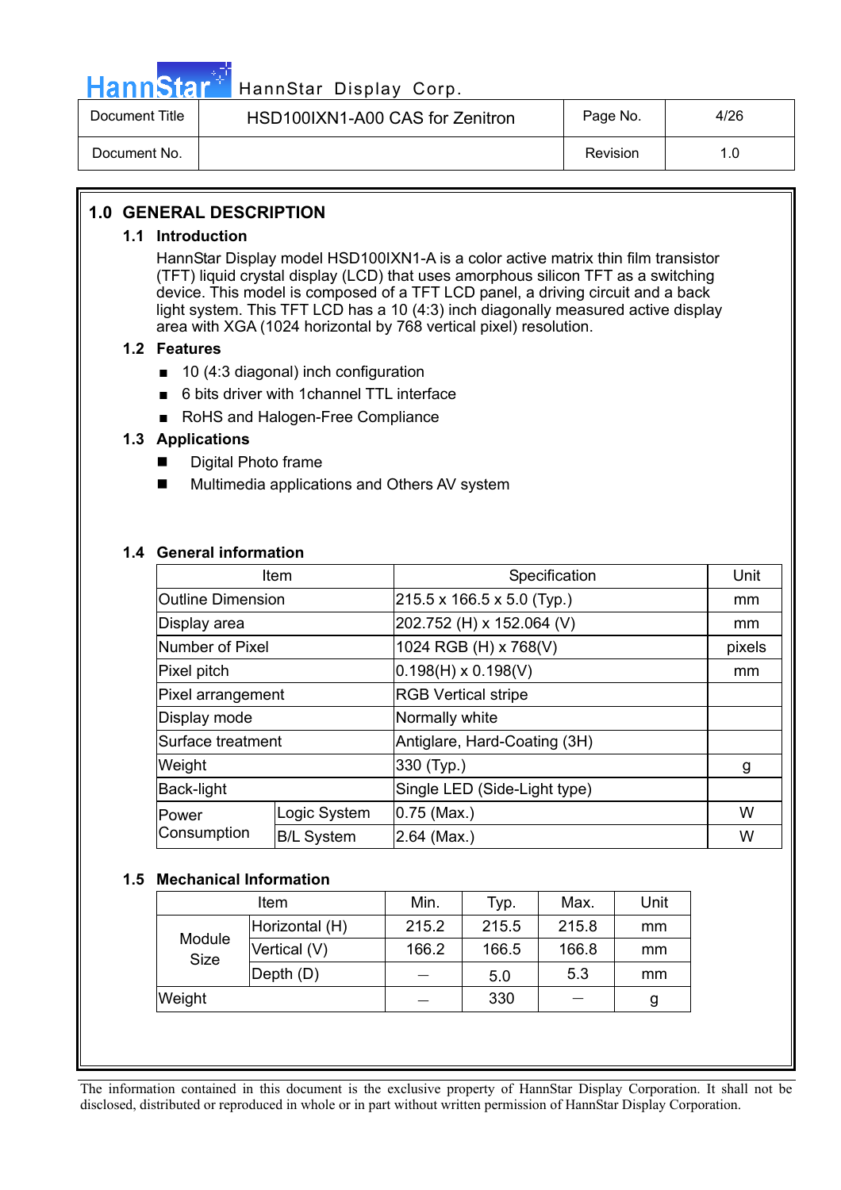## 1.0 GENERAL DESCRIPTION

### 1.1 Introduction

HannStar Display model HSD100IXN1-A is a color active matrix thin film transistor (TFT) liquid crystal display (LCD) that uses amorphous silicon TFT as a switching device. This model is composed of a TFT LCD panel, a driving circuit and a back light system. This TFT LCD has a 10 (4:3) inch diagonally measured active display area with XGA (1024 horizontal by 768 vertical pixel) resolution.

### 1.2 Features

- 10 (4:3 diagonal) inch configuration
- 6 bits driver with 1channel TTL interface
- RoHS and Halogen-Free Compliance

### 1.3 Applications

- Digital Photo frame
- Multimedia applications and Others AV system

### 1.4 General information

| Item | | Specification | Unit |
|---|---|---|---|
| Outline Dimension | | 215.5 x 166.5 x 5.0 (Typ.) | mm |
| Display area | | 202.752 (H) x 152.064 (V) | mm |
| Number of Pixel | | 1024 RGB (H) x 768(V) | pixels |
| Pixel pitch | | 0.198(H) x 0.198(V) | mm |
| Pixel arrangement | | RGB Vertical stripe | |
| Display mode | | Normally white | |
| Surface treatment | | Antiglare, Hard-Coating (3H) | |
| Weight | | 330 (Typ.) | g |
| Back-light | | Single LED (Side-Light type) | |
| Power Consumption | Logic System | 0.75 (Max.) | W |
| | B/L System | 2.64 (Max.) | W |

### 1.5 Mechanical Information

| Item | | Min. | Typ. | Max. | Unit |
|---|---|---|---|---|---|
| Module Size | Horizontal (H) | 215.2 | 215.5 | 215.8 | mm |
| | Vertical (V) | 166.2 | 166.5 | 166.8 | mm |
| | Depth (D) | — | 5.0 | 5.3 | mm |
| Weight | | — | 330 | — | g |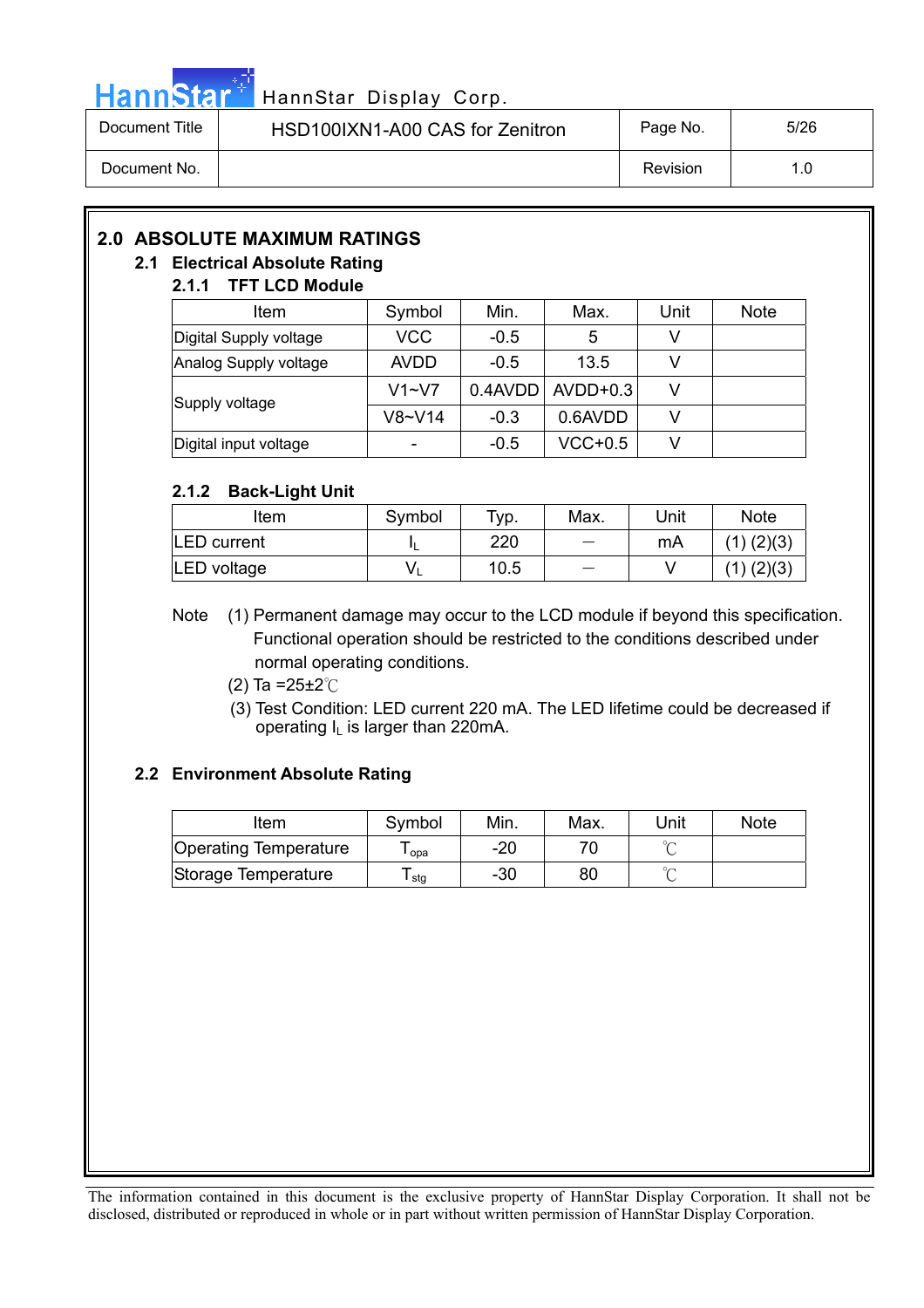## 2.0 ABSOLUTE MAXIMUM RATINGS

### 2.1 Electrical Absolute Rating

#### 2.1.1 TFT LCD Module

| Item | Symbol | Min. | Max. | Unit | Note |
|---|---|---|---|---|---|
| Digital Supply voltage | VCC | -0.5 | 5 | V | |
| Analog Supply voltage | AVDD | -0.5 | 13.5 | V | |
| Supply voltage | V1~V7 | 0.4AVDD | AVDD+0.3 | V | |
| | V8~V14 | -0.3 | 0.6AVDD | V | |
| Digital input voltage | - | -0.5 | VCC+0.5 | V | |

#### 2.1.2 Back-Light Unit

| Item | Symbol | Typ. | Max. | Unit | Note |
|---|---|---|---|---|---|
| LED current | $I_L$ | 220 | — | mA | (1) (2)(3) |
| LED voltage | $V_L$ | 10.5 | — | V | (1) (2)(3) |

Note (1) Permanent damage may occur to the LCD module if beyond this specification. Functional operation should be restricted to the conditions described under normal operating conditions.

(2) Ta =25±2℃

(3) Test Condition: LED current 220 mA. The LED lifetime could be decreased if operating $I_L$ is larger than 220mA.

### 2.2 Environment Absolute Rating

| Item | Symbol | Min. | Max. | Unit | Note |
|---|---|---|---|---|---|
| Operating Temperature | $T_{opa}$ | -20 | 70 | ℃ | |
| Storage Temperature | $T_{stg}$ | -30 | 80 | ℃ | |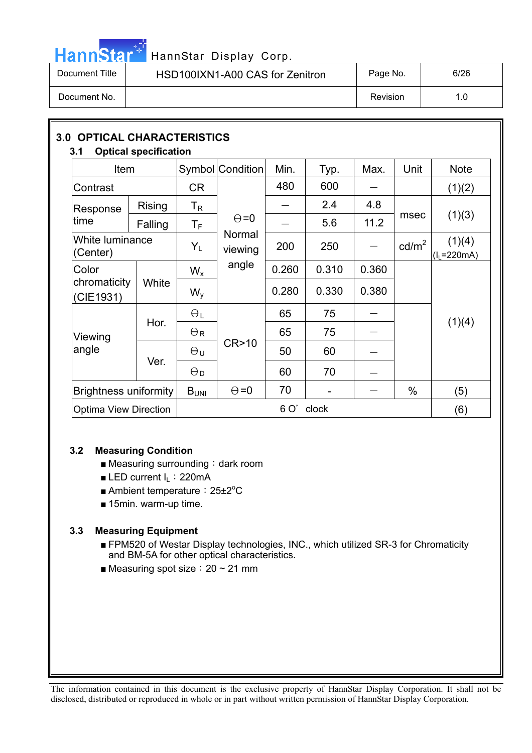## 3.0 OPTICAL CHARACTERISTICS

### 3.1 Optical specification

| Item | | Symbol | Condition | Min. | Typ. | Max. | Unit | Note |
|---|---|---|---|---|---|---|---|---|
| Contrast | | CR | Θ=0 Normal viewing angle | 480 | 600 | — | | (1)(2) |
| Response time | Rising | $T_R$ | | — | 2.4 | 4.8 | msec | (1)(3) |
| | Falling | $T_F$ | | — | 5.6 | 11.2 | | |
| White luminance (Center) | | $Y_L$ | | 200 | 250 | — | cd/m$^2$ | (1)(4) ($I_L$=220mA) |
| Color chromaticity (CIE1931) | White | $W_x$ | | 0.260 | 0.310 | 0.360 | | (1)(4) |
| | | $W_y$ | | 0.280 | 0.330 | 0.380 | | |
| Viewing angle | Hor. | $\Theta_L$ | CR>10 | 65 | 75 | — | | |
| | | $\Theta_R$ | | 65 | 75 | — | | |
| | Ver. | $\Theta_U$ | | 50 | 60 | — | | |
| | | $\Theta_D$ | | 60 | 70 | — | | |
| Brightness uniformity | | $B_{UNI}$ | Θ=0 | 70 | - | — | % | (5) |
| Optima View Direction | | 6 O' clock | | | | | | (6) |

### 3.2 Measuring Condition

- Measuring surrounding：dark room
- LED current $I_L$：220mA
- Ambient temperature：25±2°C
- 15min. warm-up time.

### 3.3 Measuring Equipment

- FPM520 of Westar Display technologies, INC., which utilized SR-3 for Chromaticity and BM-5A for other optical characteristics.
- Measuring spot size：20 ~ 21 mm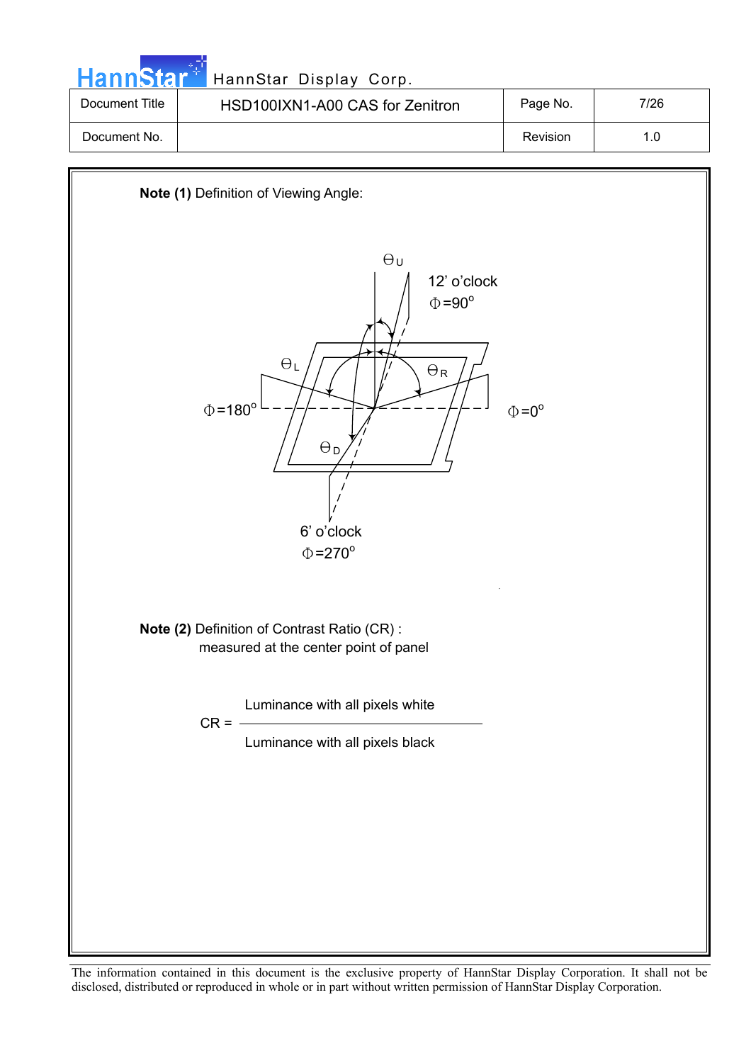**Note (1)** Definition of Viewing Angle:

$\Theta_U$

12' o'clock

$\Phi = 90^o$

$\Theta_L$

$\Theta_R$

$\Phi = 180^o$

$\Phi = 0^o$

$\Theta_D$

6' o'clock

$\Phi = 270^o$

**Note (2)** Definition of Contrast Ratio (CR) :
measured at the center point of panel

$$CR = \frac{\text{Luminance with all pixels white}}{\text{Luminance with all pixels black}}$$

The information contained in this document is the exclusive property of HannStar Display Corporation. It shall not be disclosed, distributed or reproduced in whole or in part without written permission of HannStar Display Corporation.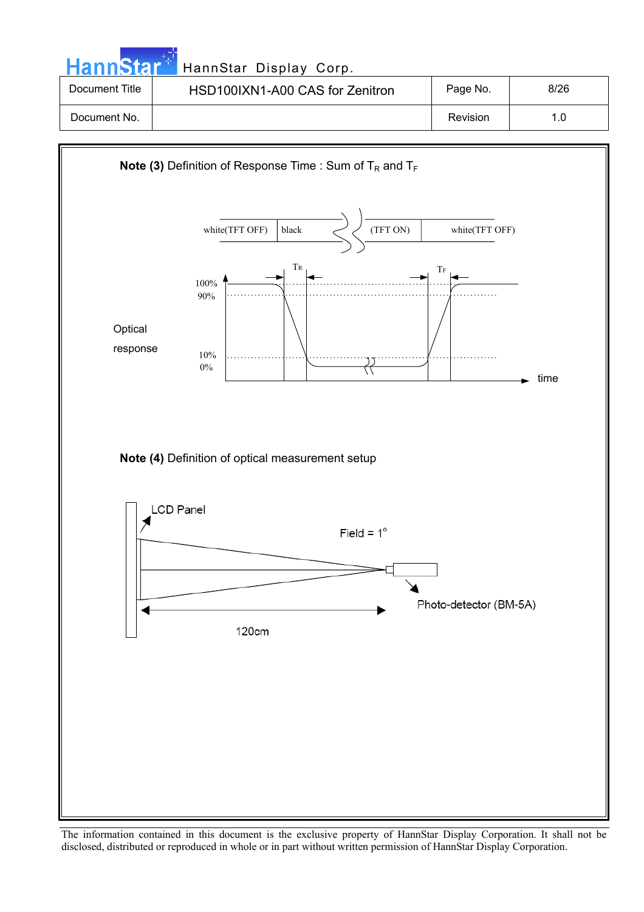**Note (3)** Definition of Response Time : Sum of $T_R$ and $T_F$

white(TFT OFF) | black | (TFT ON) | white(TFT OFF)

Optical response

100%
90%
10%
0%

$T_R$ $T_F$

time

**Note (4)** Definition of optical measurement setup

LCD Panel

Field = 1°

Photo-detector (BM-5A)

120cm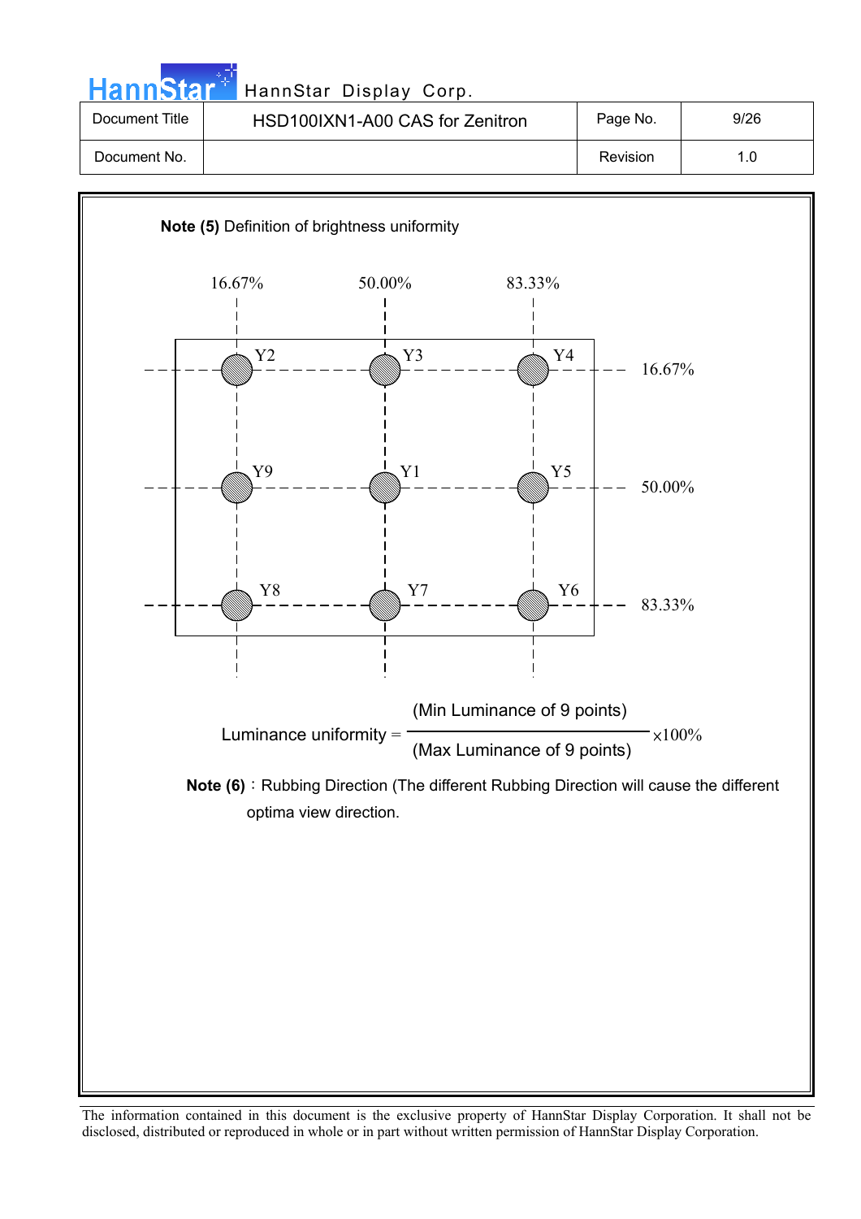**Note (5)** Definition of brightness uniformity

| | 16.67% | 50.00% | 83.33% |
|---|---|---|---|
| **16.67%** | Y2 | Y3 | Y4 |
| **50.00%** | Y9 | Y1 | Y5 |
| **83.33%** | Y8 | Y7 | Y6 |

$$\text{Luminance uniformity} = \frac{\text{(Min Luminance of 9 points)}}{\text{(Max Luminance of 9 points)}} \times 100\%$$

**Note (6)**：Rubbing Direction (The different Rubbing Direction will cause the different optima view direction.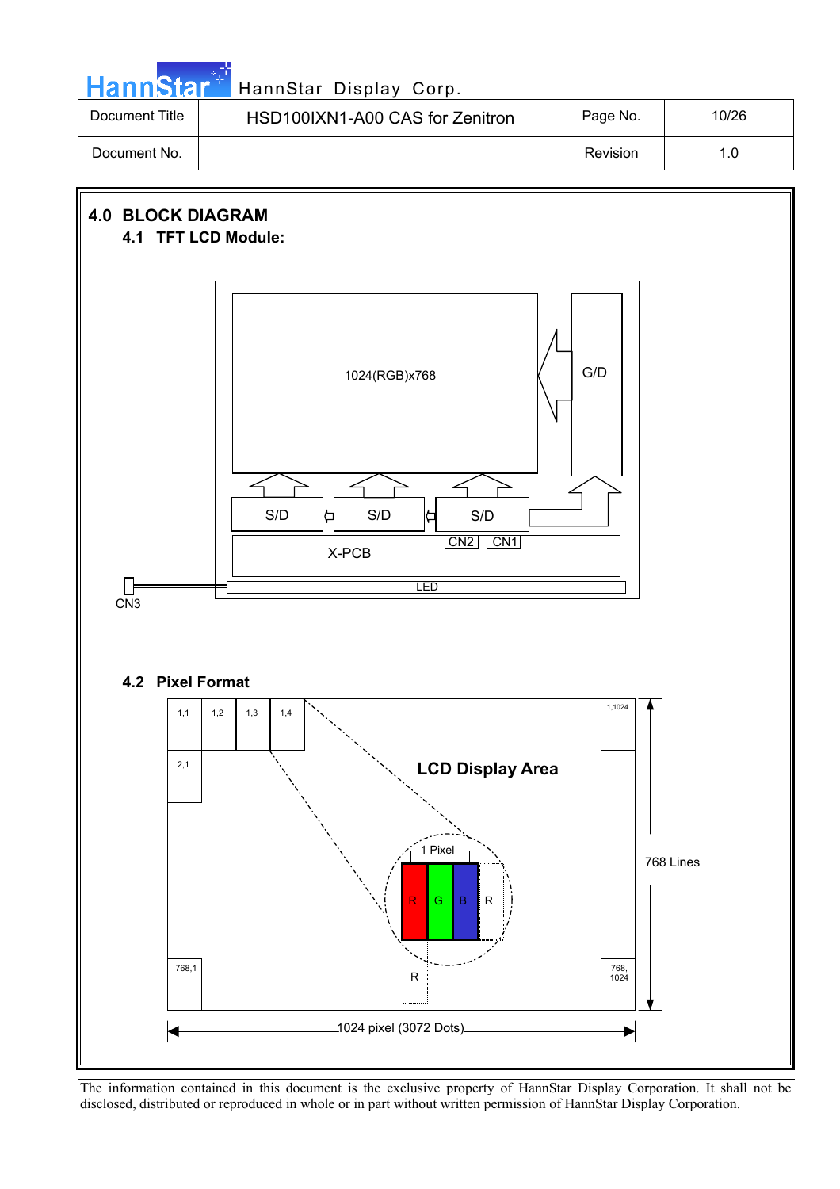## 4.0 BLOCK DIAGRAM

### 4.1 TFT LCD Module:

1024(RGB)x768

G/D

S/D S/D S/D

X-PCB

CN2 CN1

LED

CN3

### 4.2 Pixel Format

1,1 1,2 1,3 1,4 1,1024

2,1

LCD Display Area

1 Pixel

R G B R

R

768 Lines

768,1 768, 1024

1024 pixel (3072 Dots)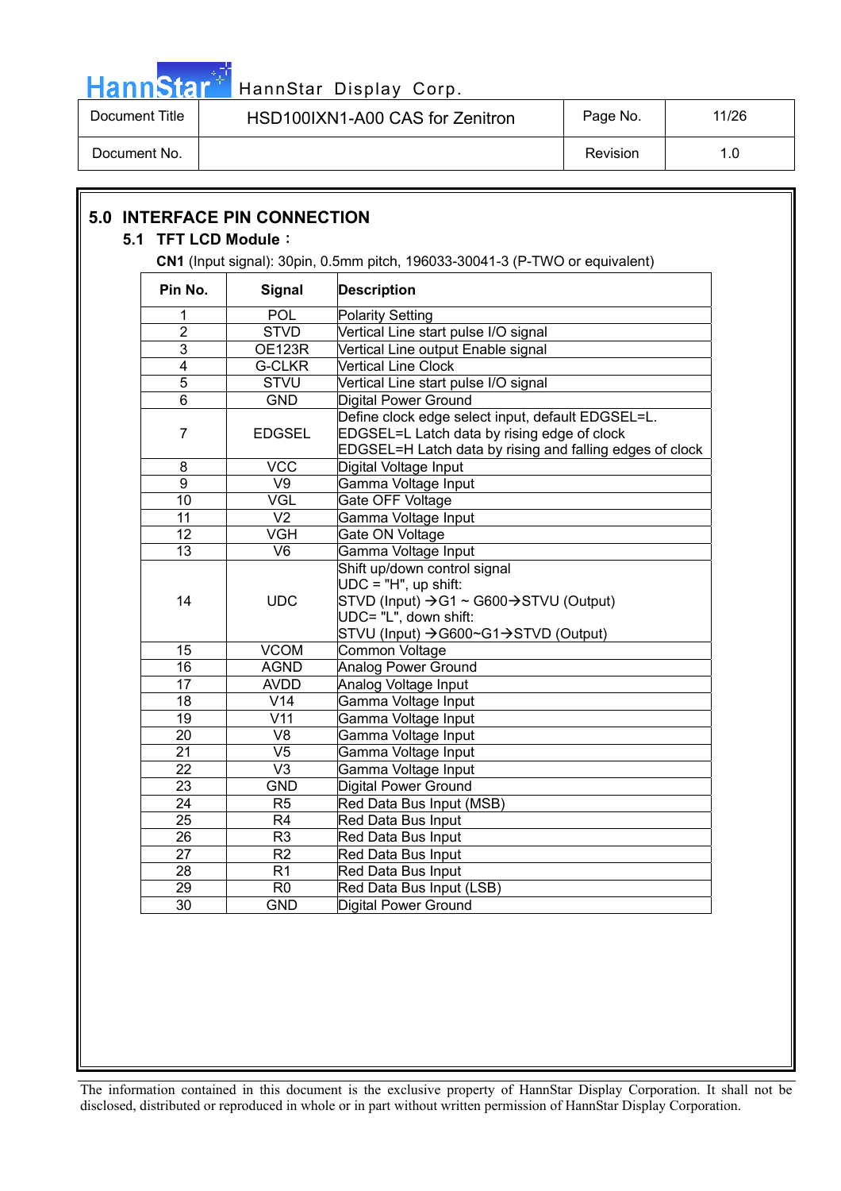## 5.0 INTERFACE PIN CONNECTION

### 5.1 TFT LCD Module：

**CN1** (Input signal): 30pin, 0.5mm pitch, 196033-30041-3 (P-TWO or equivalent)

| Pin No. | Signal | Description |
|---|---|---|
| 1 | POL | Polarity Setting |
| 2 | STVD | Vertical Line start pulse I/O signal |
| 3 | OE123R | Vertical Line output Enable signal |
| 4 | G-CLKR | Vertical Line Clock |
| 5 | STVU | Vertical Line start pulse I/O signal |
| 6 | GND | Digital Power Ground |
| 7 | EDGSEL | Define clock edge select input, default EDGSEL=L.<br>EDGSEL=L Latch data by rising edge of clock<br>EDGSEL=H Latch data by rising and falling edges of clock |
| 8 | VCC | Digital Voltage Input |
| 9 | V9 | Gamma Voltage Input |
| 10 | VGL | Gate OFF Voltage |
| 11 | V2 | Gamma Voltage Input |
| 12 | VGH | Gate ON Voltage |
| 13 | V6 | Gamma Voltage Input |
| 14 | UDC | Shift up/down control signal<br>UDC = "H", up shift:<br>STVD (Input) →G1 ~ G600→STVU (Output)<br>UDC= "L", down shift:<br>STVU (Input) →G600~G1→STVD (Output) |
| 15 | VCOM | Common Voltage |
| 16 | AGND | Analog Power Ground |
| 17 | AVDD | Analog Voltage Input |
| 18 | V14 | Gamma Voltage Input |
| 19 | V11 | Gamma Voltage Input |
| 20 | V8 | Gamma Voltage Input |
| 21 | V5 | Gamma Voltage Input |
| 22 | V3 | Gamma Voltage Input |
| 23 | GND | Digital Power Ground |
| 24 | R5 | Red Data Bus Input (MSB) |
| 25 | R4 | Red Data Bus Input |
| 26 | R3 | Red Data Bus Input |
| 27 | R2 | Red Data Bus Input |
| 28 | R1 | Red Data Bus Input |
| 29 | R0 | Red Data Bus Input (LSB) |
| 30 | GND | Digital Power Ground |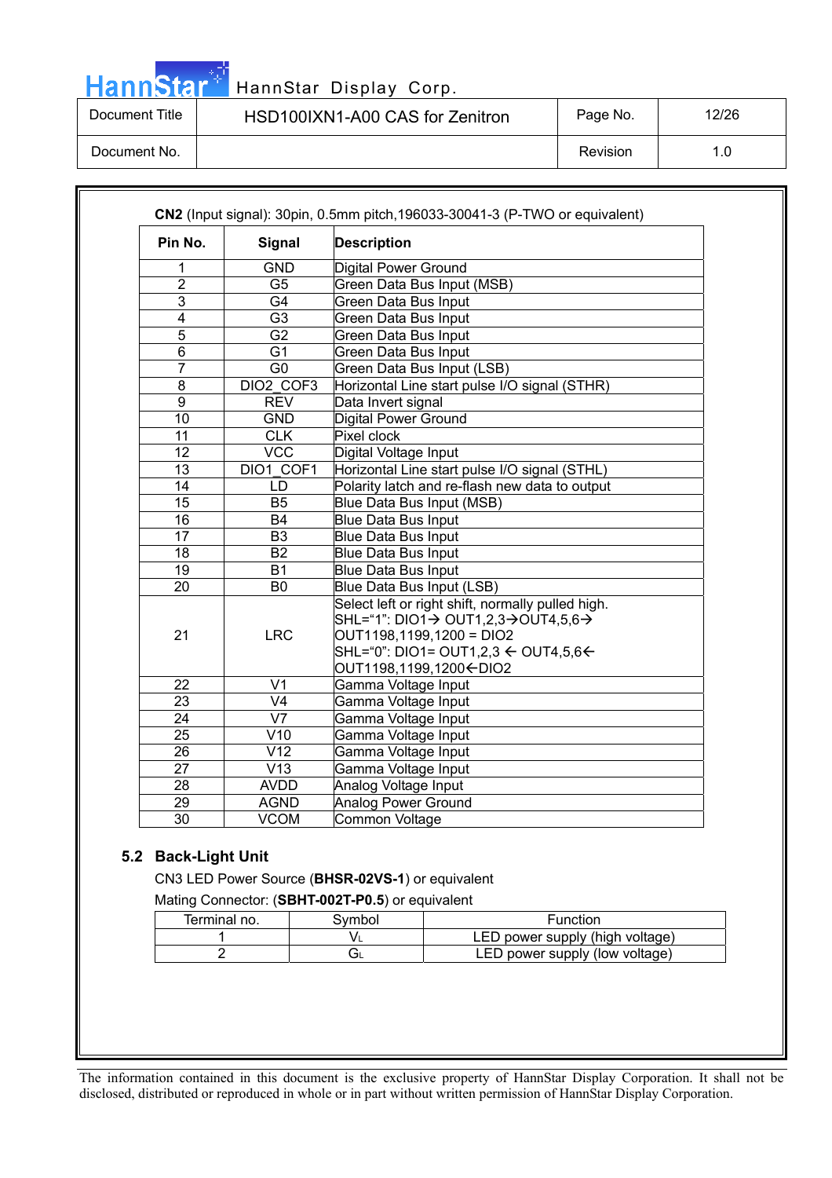**CN2** (Input signal): 30pin, 0.5mm pitch,196033-30041-3 (P-TWO or equivalent)

| Pin No. | Signal | Description |
|---|---|---|
| 1 | GND | Digital Power Ground |
| 2 | G5 | Green Data Bus Input (MSB) |
| 3 | G4 | Green Data Bus Input |
| 4 | G3 | Green Data Bus Input |
| 5 | G2 | Green Data Bus Input |
| 6 | G1 | Green Data Bus Input |
| 7 | G0 | Green Data Bus Input (LSB) |
| 8 | DIO2_COF3 | Horizontal Line start pulse I/O signal (STHR) |
| 9 | REV | Data Invert signal |
| 10 | GND | Digital Power Ground |
| 11 | CLK | Pixel clock |
| 12 | VCC | Digital Voltage Input |
| 13 | DIO1_COF1 | Horizontal Line start pulse I/O signal (STHL) |
| 14 | LD | Polarity latch and re-flash new data to output |
| 15 | B5 | Blue Data Bus Input (MSB) |
| 16 | B4 | Blue Data Bus Input |
| 17 | B3 | Blue Data Bus Input |
| 18 | B2 | Blue Data Bus Input |
| 19 | B1 | Blue Data Bus Input |
| 20 | B0 | Blue Data Bus Input (LSB) |
| 21 | LRC | Select left or right shift, normally pulled high.<br>SHL="1": DIO1→ OUT1,2,3→OUT4,5,6→ OUT1198,1199,1200 = DIO2<br>SHL="0": DIO1= OUT1,2,3 ← OUT4,5,6← OUT1198,1199,1200←DIO2 |
| 22 | V1 | Gamma Voltage Input |
| 23 | V4 | Gamma Voltage Input |
| 24 | V7 | Gamma Voltage Input |
| 25 | V10 | Gamma Voltage Input |
| 26 | V12 | Gamma Voltage Input |
| 27 | V13 | Gamma Voltage Input |
| 28 | AVDD | Analog Voltage Input |
| 29 | AGND | Analog Power Ground |
| 30 | VCOM | Common Voltage |

## 5.2 Back-Light Unit

CN3 LED Power Source (**BHSR-02VS-1**) or equivalent

Mating Connector: (**SBHT-002T-P0.5**) or equivalent

| Terminal no. | Symbol | Function |
|---|---|---|
| 1 | $V_L$ | LED power supply (high voltage) |
| 2 | $G_L$ | LED power supply (low voltage) |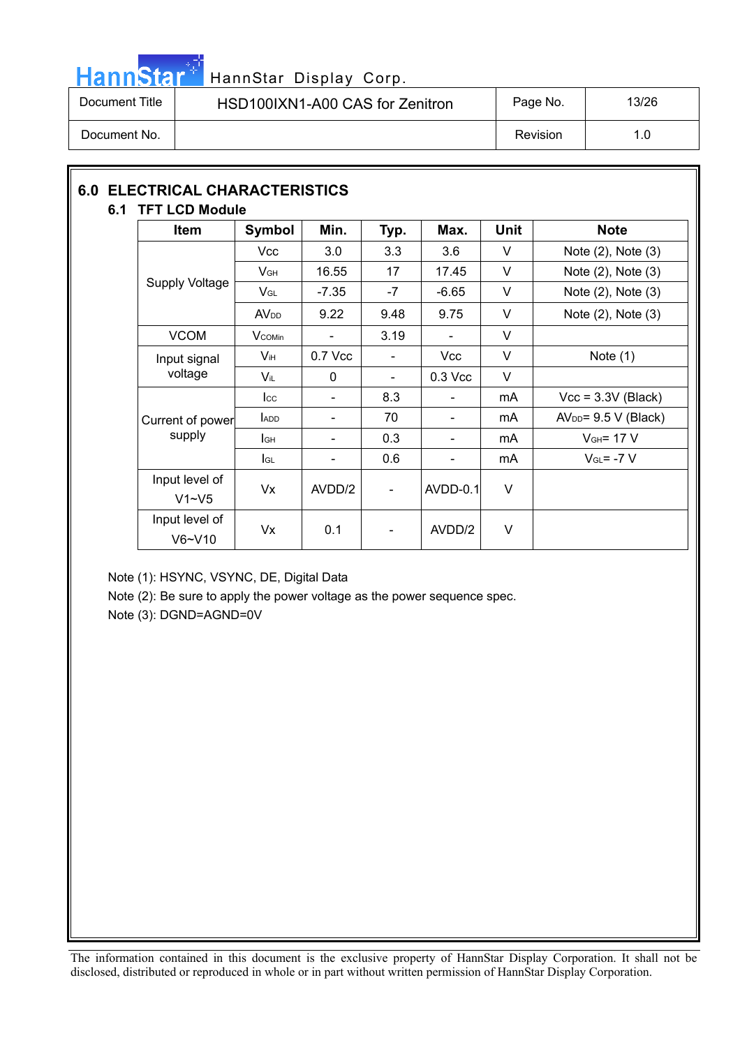## 6.0 ELECTRICAL CHARACTERISTICS

### 6.1 TFT LCD Module

| Item | Symbol | Min. | Typ. | Max. | Unit | Note |
|---|---|---|---|---|---|---|
| Supply Voltage | Vcc | 3.0 | 3.3 | 3.6 | V | Note (2), Note (3) |
| | $V_{GH}$ | 16.55 | 17 | 17.45 | V | Note (2), Note (3) |
| | $V_{GL}$ | -7.35 | -7 | -6.65 | V | Note (2), Note (3) |
| | $AV_{DD}$ | 9.22 | 9.48 | 9.75 | V | Note (2), Note (3) |
| VCOM | $V_{COMin}$ | - | 3.19 | - | V | |
| Input signal voltage | $V_{IH}$ | 0.7 Vcc | - | Vcc | V | Note (1) |
| | $V_{IL}$ | 0 | - | 0.3 Vcc | V | |
| Current of power supply | $I_{CC}$ | - | 8.3 | - | mA | Vcc = 3.3V (Black) |
| | $I_{ADD}$ | - | 70 | - | mA | $AV_{DD}$= 9.5 V (Black) |
| | $I_{GH}$ | - | 0.3 | - | mA | $V_{GH}$= 17 V |
| | $I_{GL}$ | - | 0.6 | - | mA | $V_{GL}$= -7 V |
| Input level of V1~V5 | Vx | AVDD/2 | - | AVDD-0.1 | V | |
| Input level of V6~V10 | Vx | 0.1 | - | AVDD/2 | V | |

Note (1): HSYNC, VSYNC, DE, Digital Data

Note (2): Be sure to apply the power voltage as the power sequence spec.

Note (3): DGND=AGND=0V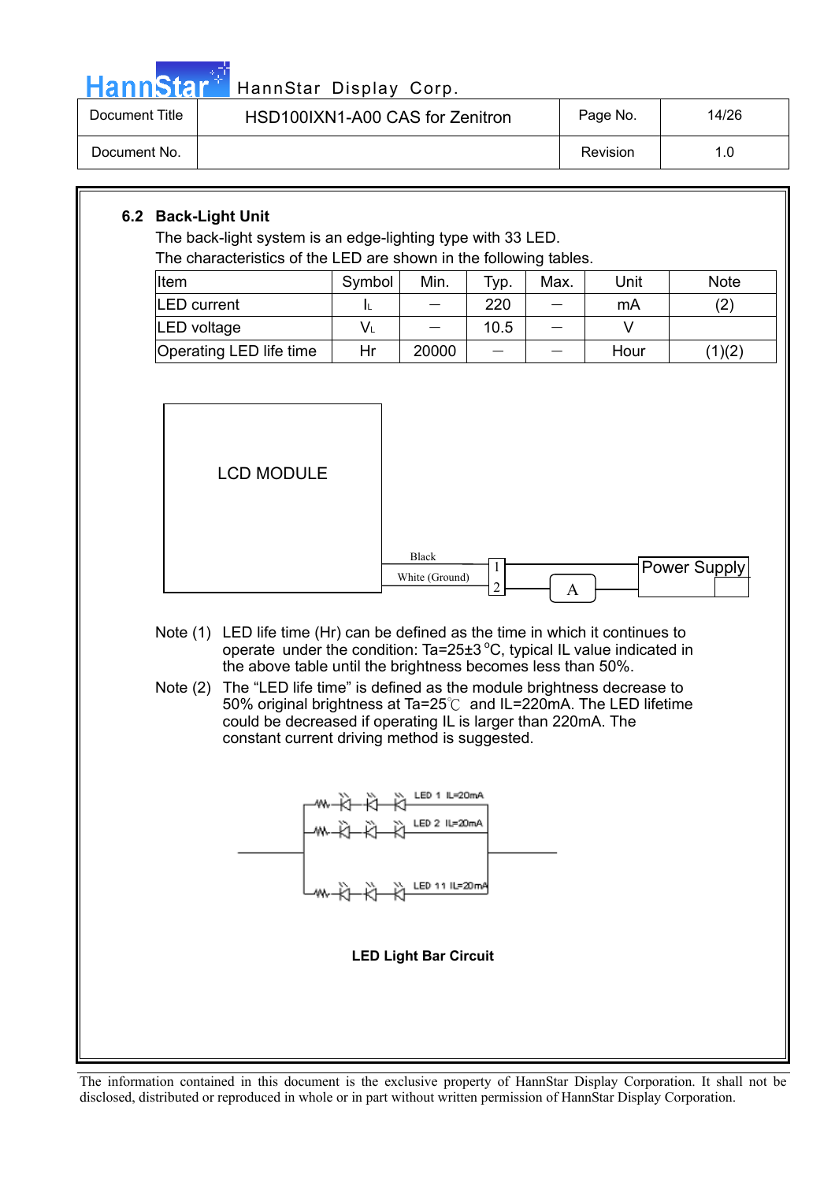### 6.2 Back-Light Unit

The back-light system is an edge-lighting type with 33 LED.

The characteristics of the LED are shown in the following tables.

| Item | Symbol | Min. | Typ. | Max. | Unit | Note |
|---|---|---|---|---|---|---|
| LED current | $I_L$ | — | 220 | — | mA | (2) |
| LED voltage | $V_L$ | — | 10.5 | — | V | |
| Operating LED life time | Hr | 20000 | — | — | Hour | (1)(2) |

LCD MODULE

Black

White (Ground)

1

2

A

Power Supply

Note (1) LED life time (Hr) can be defined as the time in which it continues to operate under the condition: Ta=25±3 °C, typical IL value indicated in the above table until the brightness becomes less than 50%.

Note (2) The "LED life time" is defined as the module brightness decrease to 50% original brightness at Ta=25℃ and IL=220mA. The LED lifetime could be decreased if operating IL is larger than 220mA. The constant current driving method is suggested.

LED 1 IL=20mA

LED 2 IL=20mA

LED 11 IL=20mA

**LED Light Bar Circuit**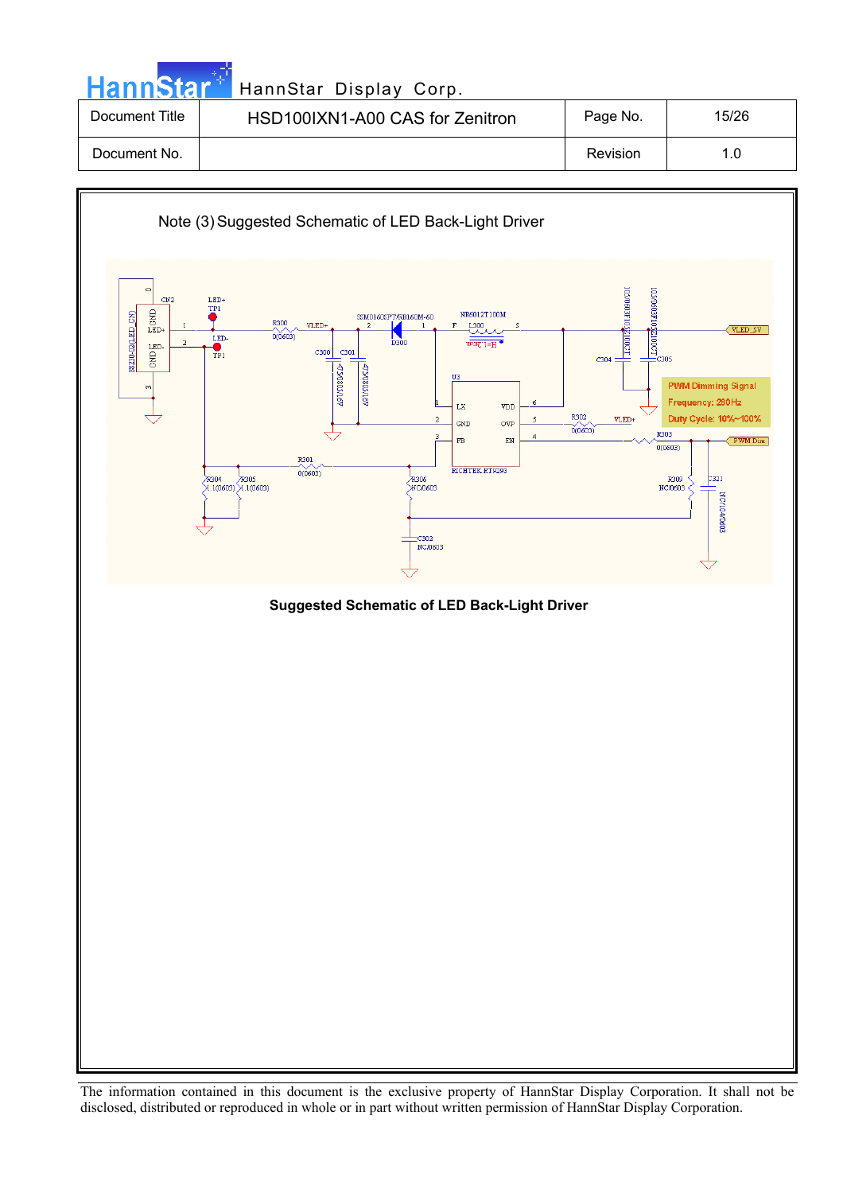| Document Title | HSD100IXN1-A00 CAS for Zenitron | Page No. | 15/26 |
|---|---|---|---|
| Document No. | | Revision | 1.0 |

Note (3) Suggested Schematic of LED Back-Light Driver

PWM Dimming Signal
Frequency: 200Hz
Duty Cycle: 10%~100%

**Suggested Schematic of LED Back-Light Driver**

The information contained in this document is the exclusive property of HannStar Display Corporation. It shall not be disclosed, distributed or reproduced in whole or in part without written permission of HannStar Display Corporation.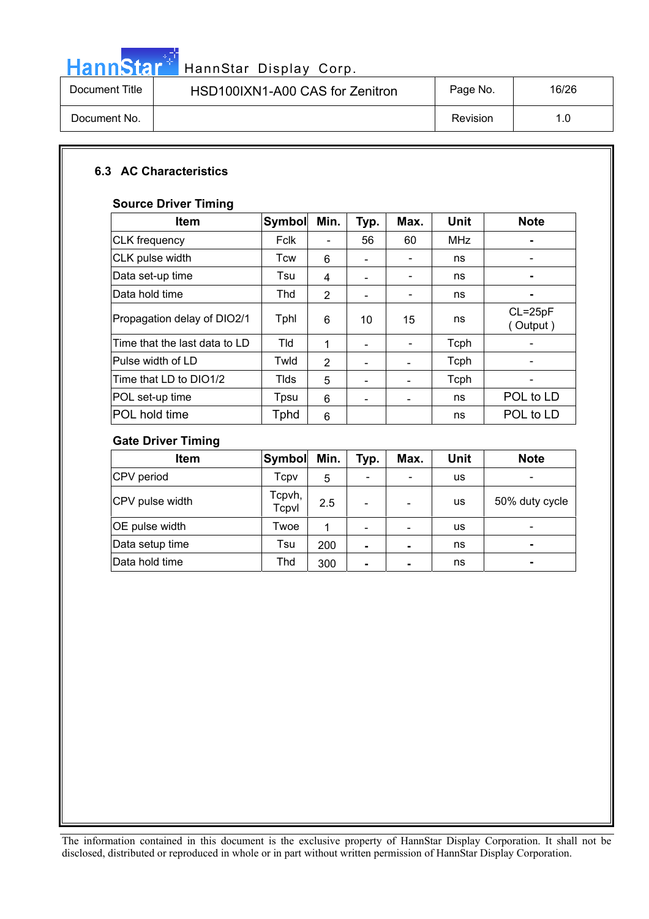### 6.3 AC Characteristics

**Source Driver Timing**

| Item | Symbol | Min. | Typ. | Max. | Unit | Note |
|---|---|---|---|---|---|---|
| CLK frequency | Fclk | - | 56 | 60 | MHz | - |
| CLK pulse width | Tcw | 6 | - | - | ns | - |
| Data set-up time | Tsu | 4 | - | - | ns | - |
| Data hold time | Thd | 2 | - | - | ns | - |
| Propagation delay of DIO2/1 | Tphl | 6 | 10 | 15 | ns | CL=25pF ( Output ) |
| Time that the last data to LD | Tld | 1 | - | - | Tcph | - |
| Pulse width of LD | Twld | 2 | - | - | Tcph | - |
| Time that LD to DIO1/2 | Tlds | 5 | - | - | Tcph | - |
| POL set-up time | Tpsu | 6 | - | - | ns | POL to LD |
| POL hold time | Tphd | 6 | | | ns | POL to LD |

**Gate Driver Timing**

| Item | Symbol | Min. | Typ. | Max. | Unit | Note |
|---|---|---|---|---|---|---|
| CPV period | Tcpv | 5 | - | - | us | - |
| CPV pulse width | Tcpvh, Tcpvl | 2.5 | - | - | us | 50% duty cycle |
| OE pulse width | Twoe | 1 | - | - | us | - |
| Data setup time | Tsu | 200 | - | - | ns | - |
| Data hold time | Thd | 300 | - | - | ns | - |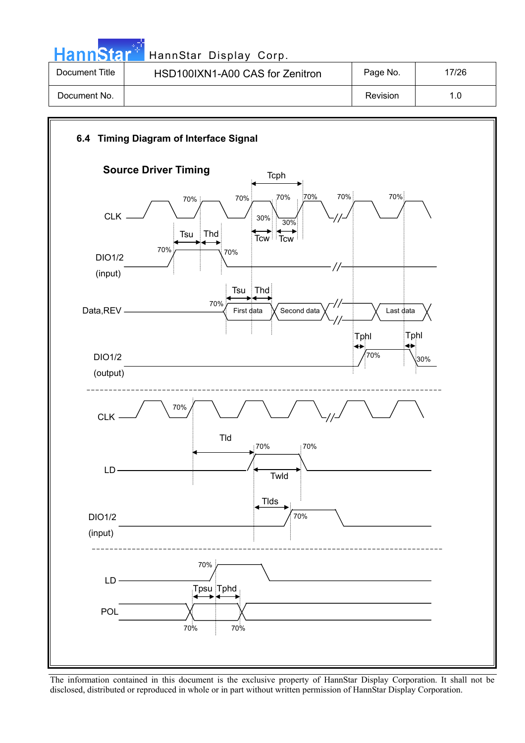## 6.4 Timing Diagram of Interface Signal

**Source Driver Timing**

Tcph

70% 70% 70% 70% 70% 70%

CLK

30% 30%

Tsu Thd Tcw Tcw

70% 70%

DIO1/2

(input)

Tsu Thd

70%

Data,REV First data Second data Last data

Tphl Tphl

70% 30%

DIO1/2

(output)

CLK 70%

Tld

70% 70%

LD

Twld

Tlds

70%

DIO1/2

(input)

70%

LD

Tpsu Tphd

POL

70% 70%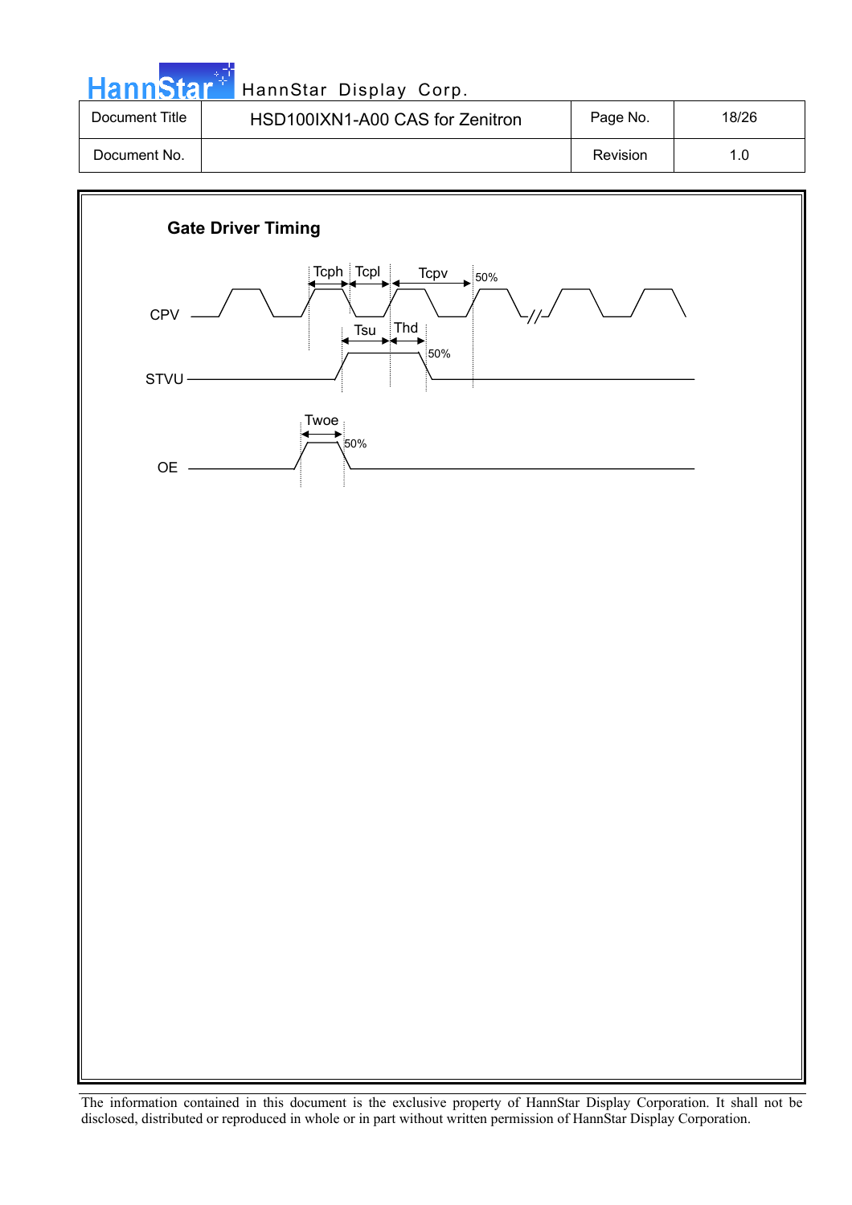## Gate Driver Timing

CPV

Tcph Tcpl Tcpv 50%

STVU

Tsu Thd 50%

OE

Twoe 50%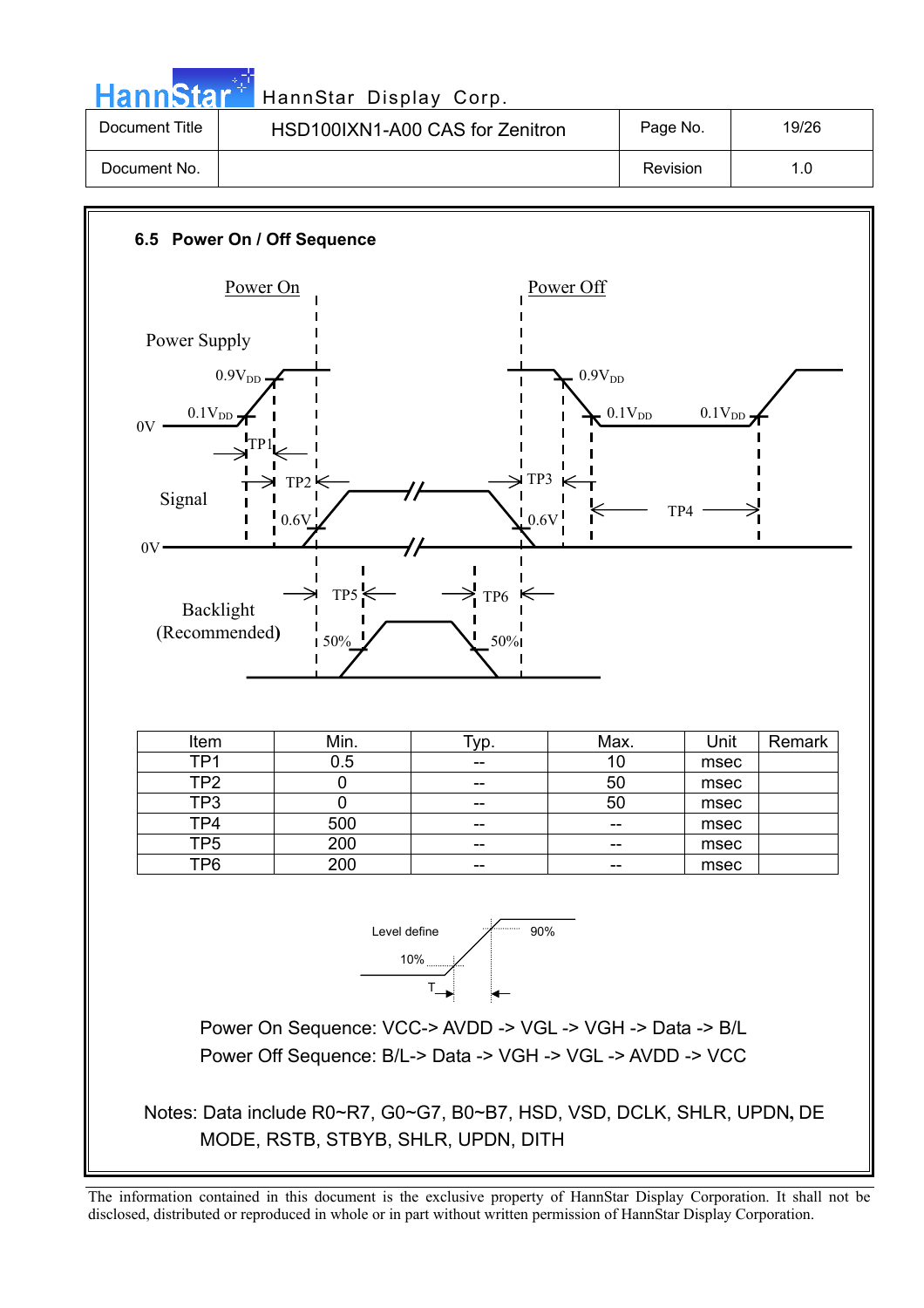### 6.5 Power On / Off Sequence

Power On

Power Off

Power Supply

$0.9V_{DD}$

$0.1V_{DD}$

0V

TP1

TP2

TP3

TP4

Signal

0.6V

0V

TP5

TP6

Backlight (Recommended)

50%

| Item | Min. | Typ. | Max. | Unit | Remark |
|---|---|---|---|---|---|
| TP1 | 0.5 | -- | 10 | msec | |
| TP2 | 0 | -- | 50 | msec | |
| TP3 | 0 | -- | 50 | msec | |
| TP4 | 500 | -- | -- | msec | |
| TP5 | 200 | -- | -- | msec | |
| TP6 | 200 | -- | -- | msec | |

Level define

10%

90%

T

Power On Sequence: VCC-> AVDD -> VGL -> VGH -> Data -> B/L

Power Off Sequence: B/L-> Data -> VGH -> VGL -> AVDD -> VCC

Notes: Data include R0~R7, G0~G7, B0~B7, HSD, VSD, DCLK, SHLR, UPDN, DE MODE, RSTB, STBYB, SHLR, UPDN, DITH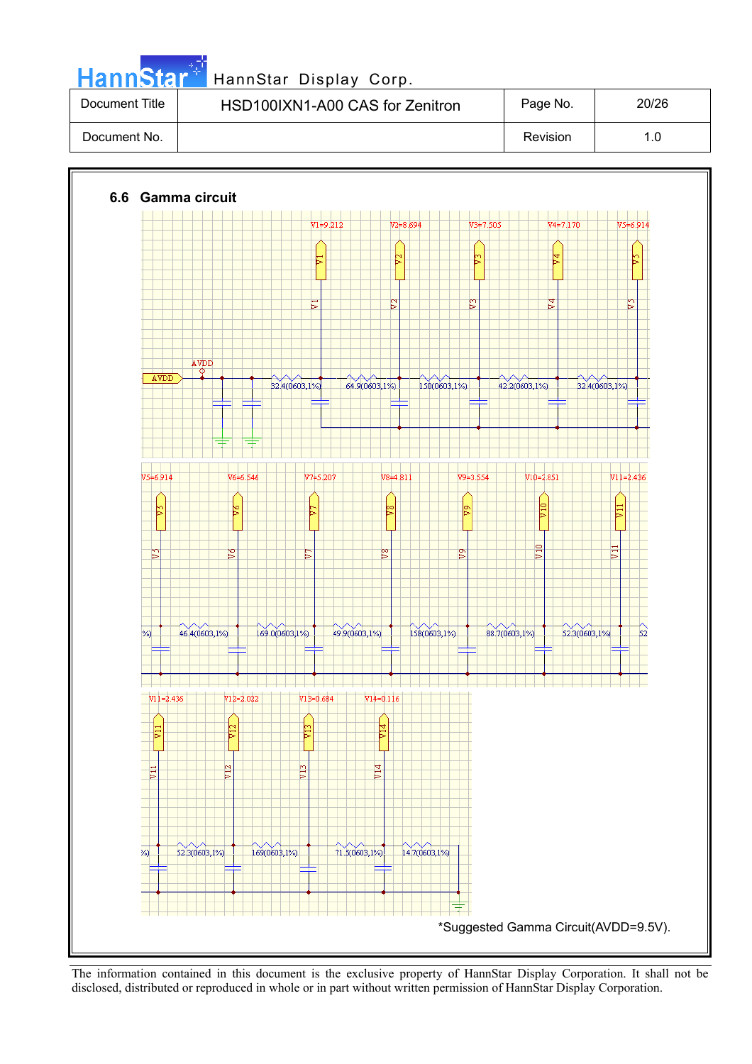## 6.6 Gamma circuit

V1=9.212 V2=8.694 V3=7.505 V4=7.170 V5=6.914

AVDD

32.4(0603,1%) 64.9(0603,1%) 150(0603,1%) 42.2(0603,1%) 32.4(0603,1%)

V5=6.914 V6=6.546 V7=5.207 V8=4.811 V9=3.554 V10=2.851 V11=2.436

46.4(0603,1%) 169.0(0603,1%) 49.9(0603,1%) 158(0603,1%) 88.7(0603,1%) 52.3(0603,1%)

V11=2.436 V12=2.022 V13=0.684 V14=0.116

52.3(0603,1%) 169(0603,1%) 71.5(0603,1%) 14.7(0603,1%)

*Suggested Gamma Circuit(AVDD=9.5V).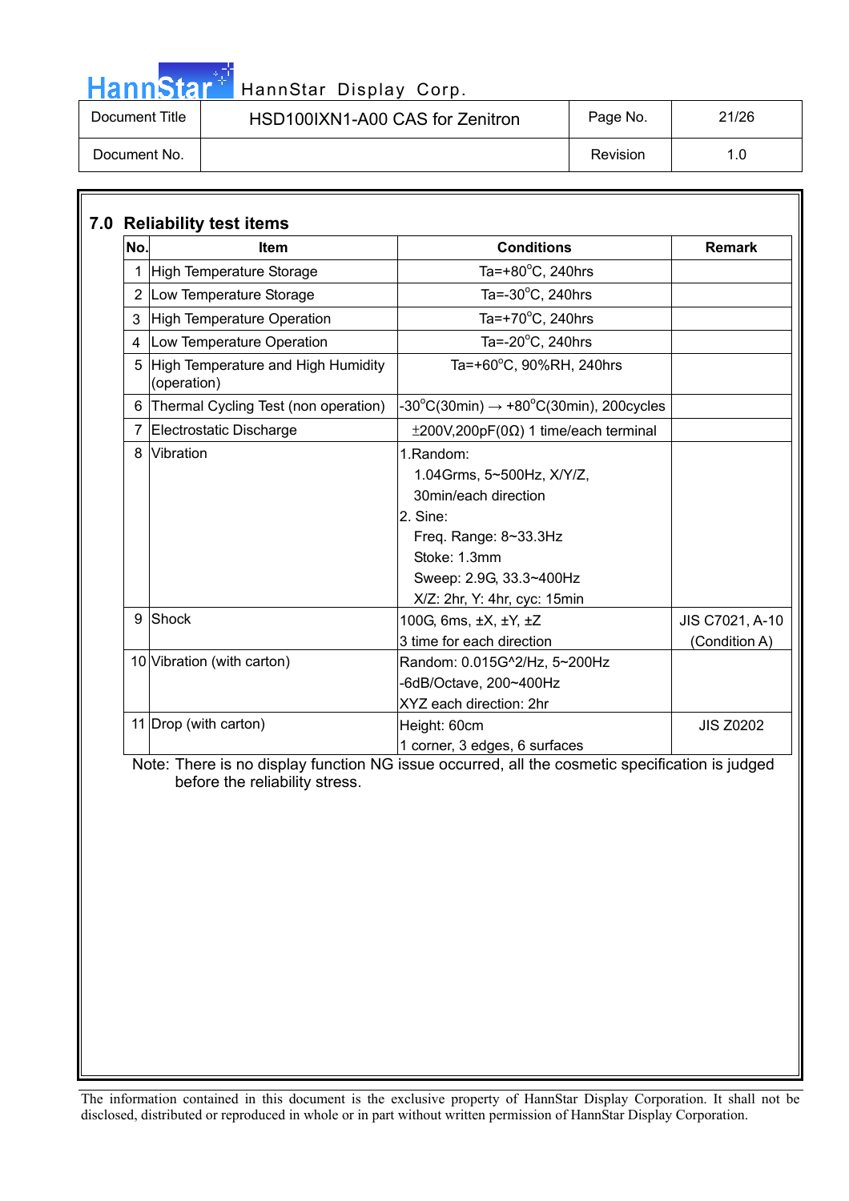## 7.0 Reliability test items

| No. | Item | Conditions | Remark |
|---|---|---|---|
| 1 | High Temperature Storage | Ta=+80°C, 240hrs | |
| 2 | Low Temperature Storage | Ta=-30°C, 240hrs | |
| 3 | High Temperature Operation | Ta=+70°C, 240hrs | |
| 4 | Low Temperature Operation | Ta=-20°C, 240hrs | |
| 5 | High Temperature and High Humidity (operation) | Ta=+60°C, 90%RH, 240hrs | |
| 6 | Thermal Cycling Test (non operation) | -30°C(30min) → +80°C(30min), 200cycles | |
| 7 | Electrostatic Discharge | ±200V,200pF(0Ω) 1 time/each terminal | |
| 8 | Vibration | 1.Random:<br>1.04Grms, 5~500Hz, X/Y/Z,<br>30min/each direction<br>2. Sine:<br>Freq. Range: 8~33.3Hz<br>Stoke: 1.3mm<br>Sweep: 2.9G, 33.3~400Hz<br>X/Z: 2hr, Y: 4hr, cyc: 15min | |
| 9 | Shock | 100G, 6ms, ±X, ±Y, ±Z<br>3 time for each direction | JIS C7021, A-10<br>(Condition A) |
| 10 | Vibration (with carton) | Random: 0.015G^2/Hz, 5~200Hz<br>-6dB/Octave, 200~400Hz<br>XYZ each direction: 2hr | |
| 11 | Drop (with carton) | Height: 60cm<br>1 corner, 3 edges, 6 surfaces | JIS Z0202 |

Note: There is no display function NG issue occurred, all the cosmetic specification is judged before the reliability stress.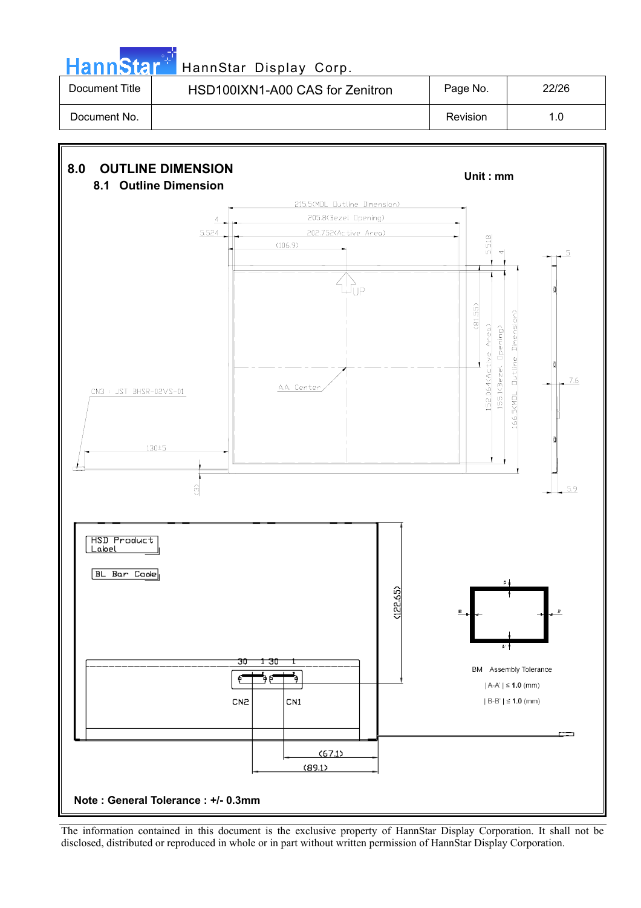## 8.0 OUTLINE DIMENSION

### 8.1 Outline Dimension

**Unit : mm**

215.5(MDL Outline Dimension)

205.8(Bezel Opening)

202.752(Active Area)

(106.9)

4

5.524

5.518

4

5

UP

(81.55)

152.064(Active Area)

155.1(Bezel Opening)

166.5(MDL Outline Dimension)

7.6

AA Center

CN3 : JST BHSR-02VS-01

130±5

(3)

5.9

HSD Product Label

BL Bar Code

(122.65)

30 1 30 1

CN2

CN1

(67.1)

(89.1)

BM Assembly Tolerance

| A-A' | ≤ **1.0** (mm)

| B-B' | ≤ **1.0** (mm)

**Note : General Tolerance : +/- 0.3mm**

The information contained in this document is the exclusive property of HannStar Display Corporation. It shall not be disclosed, distributed or reproduced in whole or in part without written permission of HannStar Display Corporation.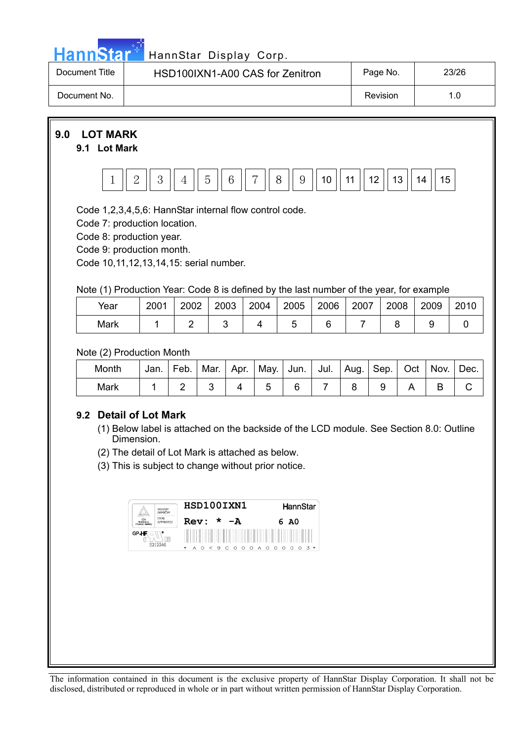## 9.0 LOT MARK

### 9.1 Lot Mark

| 1 | 2 | 3 | 4 | 5 | 6 | 7 | 8 | 9 | 10 | 11 | 12 | 13 | 14 | 15 |
|---|---|---|---|---|---|---|---|---|---|---|---|---|---|---|

Code 1,2,3,4,5,6: HannStar internal flow control code.
Code 7: production location.
Code 8: production year.
Code 9: production month.
Code 10,11,12,13,14,15: serial number.

Note (1) Production Year: Code 8 is defined by the last number of the year, for example

| Year | 2001 | 2002 | 2003 | 2004 | 2005 | 2006 | 2007 | 2008 | 2009 | 2010 |
|---|---|---|---|---|---|---|---|---|---|---|
| Mark | 1 | 2 | 3 | 4 | 5 | 6 | 7 | 8 | 9 | 0 |

Note (2) Production Month

| Month | Jan. | Feb. | Mar. | Apr. | May. | Jun. | Jul. | Aug. | Sep. | Oct | Nov. | Dec. |
|---|---|---|---|---|---|---|---|---|---|---|---|---|
| Mark | 1 | 2 | 3 | 4 | 5 | 6 | 7 | 8 | 9 | A | B | C |

### 9.2 Detail of Lot Mark

(1) Below label is attached on the backside of the LCD module. See Section 8.0: Outline Dimension.
(2) The detail of Lot Mark is attached as below.
(3) This is subject to change without prior notice.

HSD100IXN1 HannStar
Rev: * -A 6 A0
GP-HF
E212246
* A 0 K 9 C 0 0 0 A 0 0 0 0 0 3 *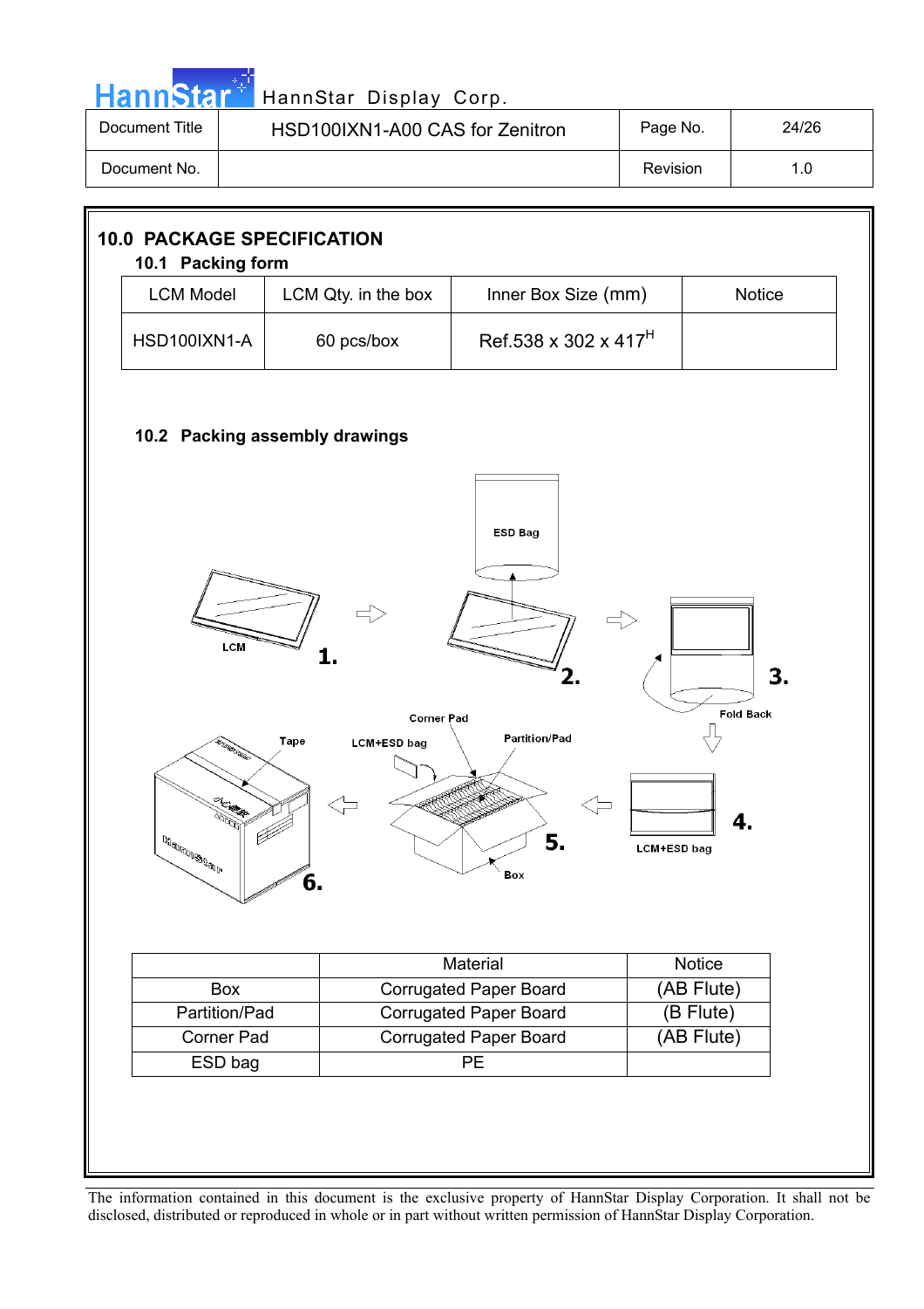# 10.0 PACKAGE SPECIFICATION

## 10.1 Packing form

| LCM Model | LCM Qty. in the box | Inner Box Size (mm) | Notice |
|---|---|---|---|
| HSD100IXN1-A | 60 pcs/box | Ref.538 x 302 x 417$^H$ | |

## 10.2 Packing assembly drawings

| | Material | Notice |
|---|---|---|
| Box | Corrugated Paper Board | (AB Flute) |
| Partition/Pad | Corrugated Paper Board | (B Flute) |
| Corner Pad | Corrugated Paper Board | (AB Flute) |
| ESD bag | PE | |

The information contained in this document is the exclusive property of HannStar Display Corporation. It shall not be disclosed, distributed or reproduced in whole or in part without written permission of HannStar Display Corporation.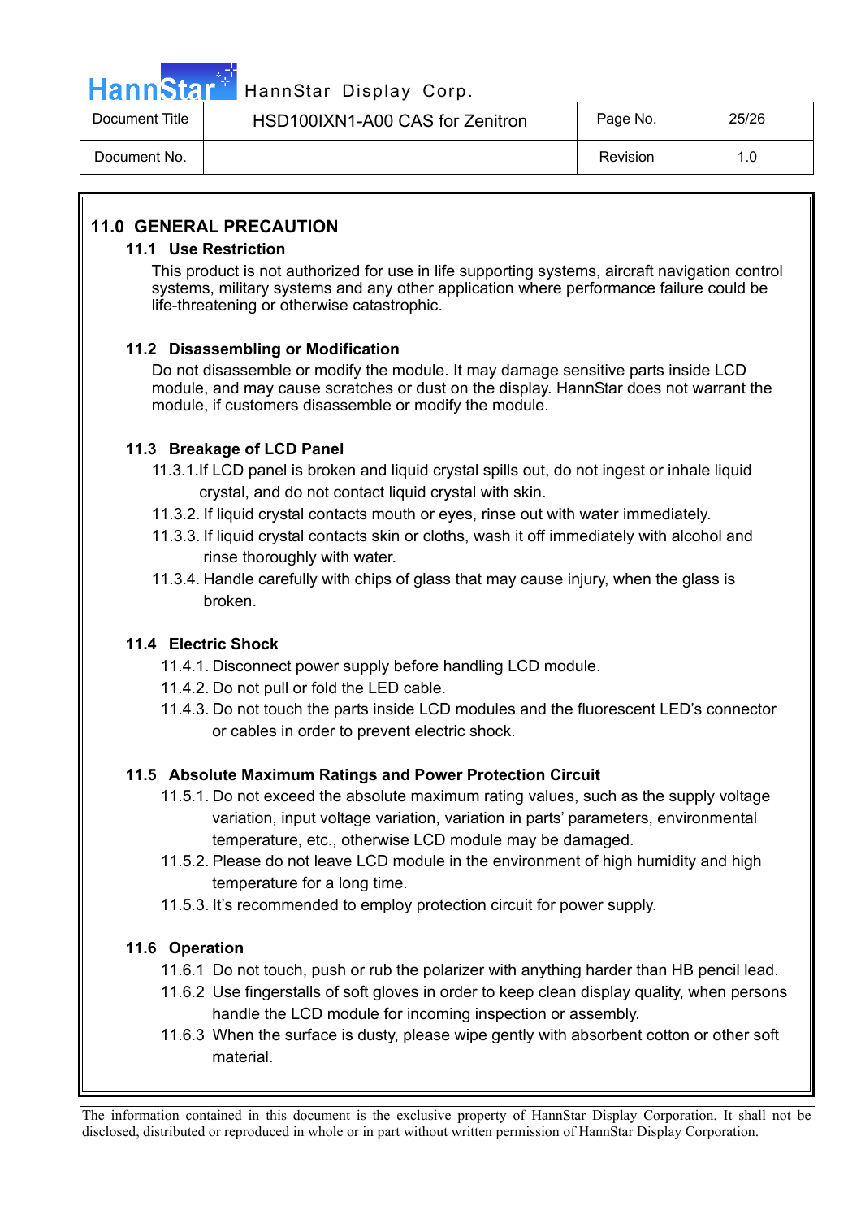## 11.0 GENERAL PRECAUTION

### 11.1 Use Restriction

This product is not authorized for use in life supporting systems, aircraft navigation control systems, military systems and any other application where performance failure could be life-threatening or otherwise catastrophic.

### 11.2 Disassembling or Modification

Do not disassemble or modify the module. It may damage sensitive parts inside LCD module, and may cause scratches or dust on the display. HannStar does not warrant the module, if customers disassemble or modify the module.

### 11.3 Breakage of LCD Panel

11.3.1.If LCD panel is broken and liquid crystal spills out, do not ingest or inhale liquid crystal, and do not contact liquid crystal with skin.

11.3.2. If liquid crystal contacts mouth or eyes, rinse out with water immediately.

11.3.3. If liquid crystal contacts skin or cloths, wash it off immediately with alcohol and rinse thoroughly with water.

11.3.4. Handle carefully with chips of glass that may cause injury, when the glass is broken.

### 11.4 Electric Shock

11.4.1. Disconnect power supply before handling LCD module.

11.4.2. Do not pull or fold the LED cable.

11.4.3. Do not touch the parts inside LCD modules and the fluorescent LED's connector or cables in order to prevent electric shock.

### 11.5 Absolute Maximum Ratings and Power Protection Circuit

11.5.1. Do not exceed the absolute maximum rating values, such as the supply voltage variation, input voltage variation, variation in parts' parameters, environmental temperature, etc., otherwise LCD module may be damaged.

11.5.2. Please do not leave LCD module in the environment of high humidity and high temperature for a long time.

11.5.3. It's recommended to employ protection circuit for power supply.

### 11.6 Operation

11.6.1 Do not touch, push or rub the polarizer with anything harder than HB pencil lead.

11.6.2 Use fingerstalls of soft gloves in order to keep clean display quality, when persons handle the LCD module for incoming inspection or assembly.

11.6.3 When the surface is dusty, please wipe gently with absorbent cotton or other soft material.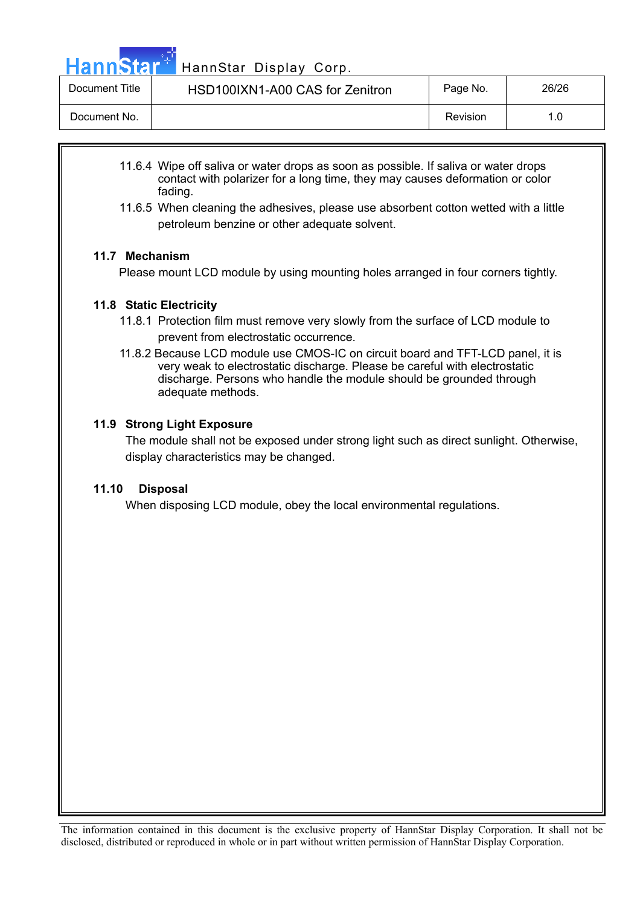11.6.4 Wipe off saliva or water drops as soon as possible. If saliva or water drops contact with polarizer for a long time, they may causes deformation or color fading.

11.6.5 When cleaning the adhesives, please use absorbent cotton wetted with a little petroleum benzine or other adequate solvent.

### 11.7 Mechanism

Please mount LCD module by using mounting holes arranged in four corners tightly.

### 11.8 Static Electricity

11.8.1 Protection film must remove very slowly from the surface of LCD module to prevent from electrostatic occurrence.

11.8.2 Because LCD module use CMOS-IC on circuit board and TFT-LCD panel, it is very weak to electrostatic discharge. Please be careful with electrostatic discharge. Persons who handle the module should be grounded through adequate methods.

### 11.9 Strong Light Exposure

The module shall not be exposed under strong light such as direct sunlight. Otherwise, display characteristics may be changed.

### 11.10 Disposal

When disposing LCD module, obey the local environmental regulations.